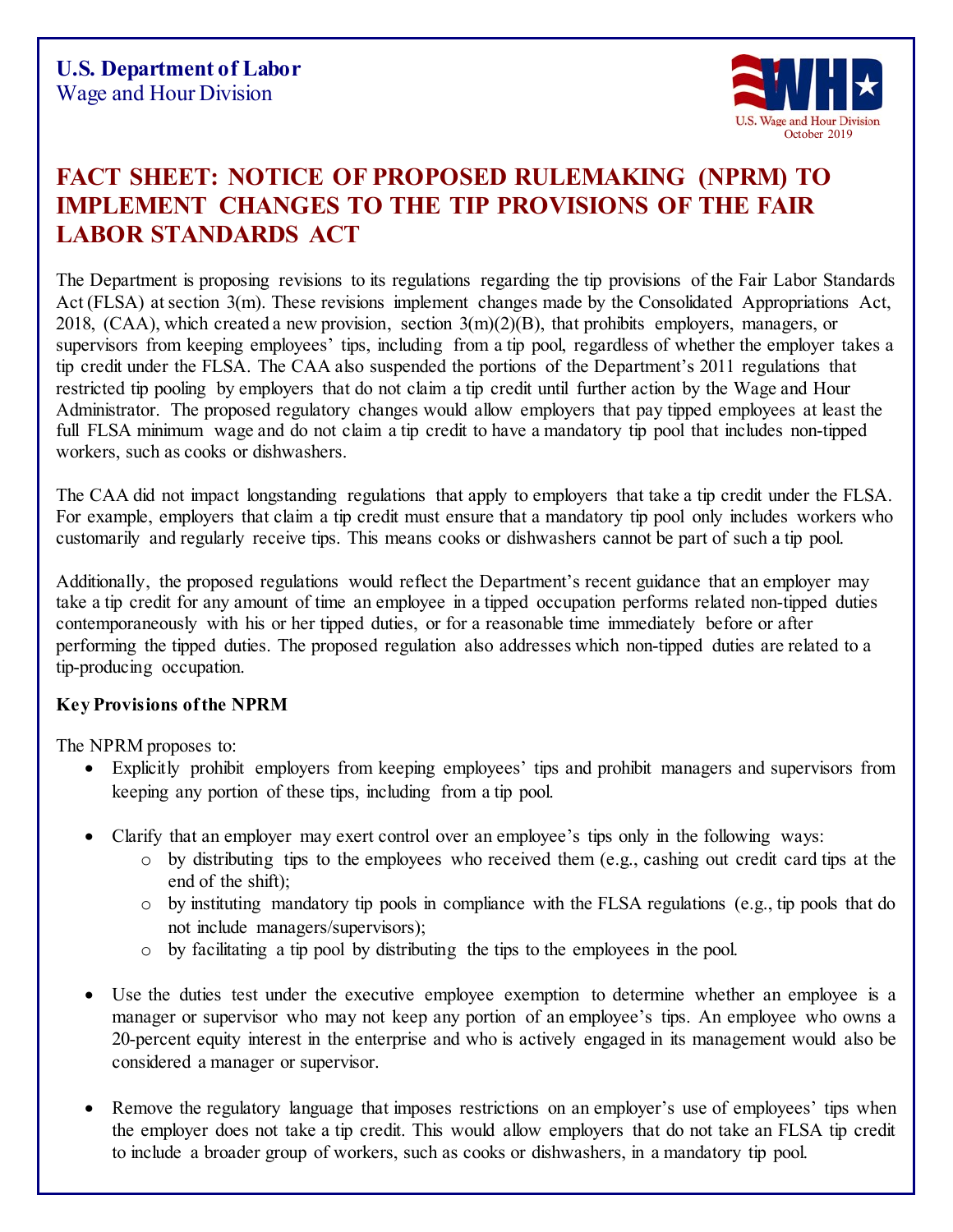**U.S. Department of Labor**
Wage and Hour Division

U.S. Wage and Hour Division
October 2019

# FACT SHEET: NOTICE OF PROPOSED RULEMAKING (NPRM) TO IMPLEMENT CHANGES TO THE TIP PROVISIONS OF THE FAIR LABOR STANDARDS ACT

The Department is proposing revisions to its regulations regarding the tip provisions of the Fair Labor Standards Act (FLSA) at section 3(m). These revisions implement changes made by the Consolidated Appropriations Act, 2018, (CAA), which created a new provision, section 3(m)(2)(B), that prohibits employers, managers, or supervisors from keeping employees' tips, including from a tip pool, regardless of whether the employer takes a tip credit under the FLSA. The CAA also suspended the portions of the Department's 2011 regulations that restricted tip pooling by employers that do not claim a tip credit until further action by the Wage and Hour Administrator. The proposed regulatory changes would allow employers that pay tipped employees at least the full FLSA minimum wage and do not claim a tip credit to have a mandatory tip pool that includes non-tipped workers, such as cooks or dishwashers.

The CAA did not impact longstanding regulations that apply to employers that take a tip credit under the FLSA. For example, employers that claim a tip credit must ensure that a mandatory tip pool only includes workers who customarily and regularly receive tips. This means cooks or dishwashers cannot be part of such a tip pool.

Additionally, the proposed regulations would reflect the Department's recent guidance that an employer may take a tip credit for any amount of time an employee in a tipped occupation performs related non-tipped duties contemporaneously with his or her tipped duties, or for a reasonable time immediately before or after performing the tipped duties. The proposed regulation also addresses which non-tipped duties are related to a tip-producing occupation.

**Key Provisions of the NPRM**

The NPRM proposes to:

- Explicitly prohibit employers from keeping employees' tips and prohibit managers and supervisors from keeping any portion of these tips, including from a tip pool.

- Clarify that an employer may exert control over an employee's tips only in the following ways:
  - by distributing tips to the employees who received them (e.g., cashing out credit card tips at the end of the shift);
  - by instituting mandatory tip pools in compliance with the FLSA regulations (e.g., tip pools that do not include managers/supervisors);
  - by facilitating a tip pool by distributing the tips to the employees in the pool.

- Use the duties test under the executive employee exemption to determine whether an employee is a manager or supervisor who may not keep any portion of an employee's tips. An employee who owns a 20-percent equity interest in the enterprise and who is actively engaged in its management would also be considered a manager or supervisor.

- Remove the regulatory language that imposes restrictions on an employer's use of employees' tips when the employer does not take a tip credit. This would allow employers that do not take an FLSA tip credit to include a broader group of workers, such as cooks or dishwashers, in a mandatory tip pool.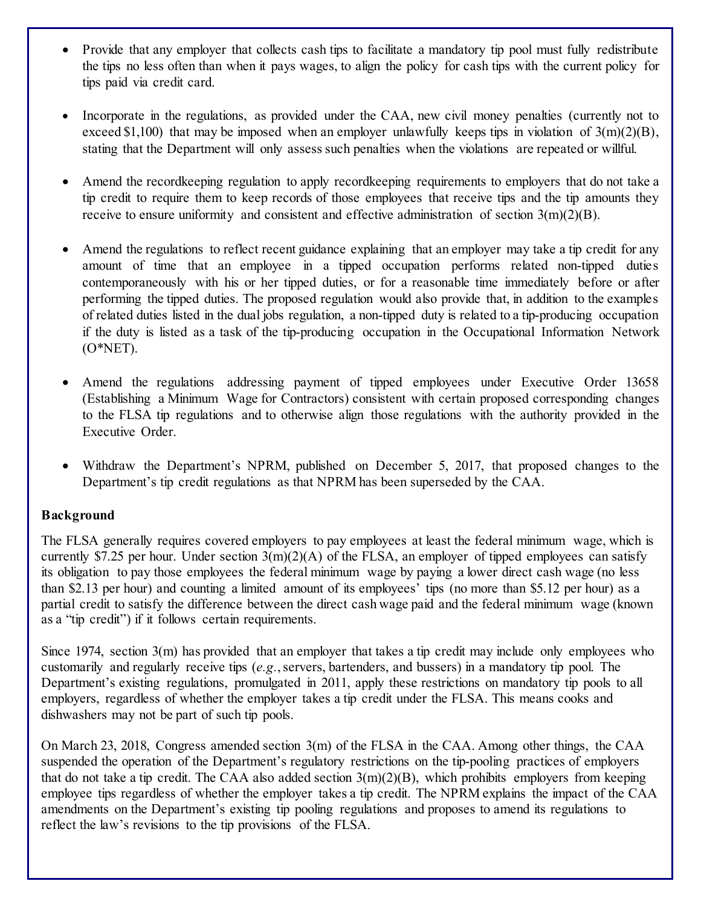- Provide that any employer that collects cash tips to facilitate a mandatory tip pool must fully redistribute the tips no less often than when it pays wages, to align the policy for cash tips with the current policy for tips paid via credit card.

- Incorporate in the regulations, as provided under the CAA, new civil money penalties (currently not to exceed $1,100) that may be imposed when an employer unlawfully keeps tips in violation of 3(m)(2)(B), stating that the Department will only assess such penalties when the violations are repeated or willful.

- Amend the recordkeeping regulation to apply recordkeeping requirements to employers that do not take a tip credit to require them to keep records of those employees that receive tips and the tip amounts they receive to ensure uniformity and consistent and effective administration of section 3(m)(2)(B).

- Amend the regulations to reflect recent guidance explaining that an employer may take a tip credit for any amount of time that an employee in a tipped occupation performs related non-tipped duties contemporaneously with his or her tipped duties, or for a reasonable time immediately before or after performing the tipped duties. The proposed regulation would also provide that, in addition to the examples of related duties listed in the dual jobs regulation, a non-tipped duty is related to a tip-producing occupation if the duty is listed as a task of the tip-producing occupation in the Occupational Information Network (O*NET).

- Amend the regulations addressing payment of tipped employees under Executive Order 13658 (Establishing a Minimum Wage for Contractors) consistent with certain proposed corresponding changes to the FLSA tip regulations and to otherwise align those regulations with the authority provided in the Executive Order.

- Withdraw the Department's NPRM, published on December 5, 2017, that proposed changes to the Department's tip credit regulations as that NPRM has been superseded by the CAA.

**Background**

The FLSA generally requires covered employers to pay employees at least the federal minimum wage, which is currently $7.25 per hour. Under section 3(m)(2)(A) of the FLSA, an employer of tipped employees can satisfy its obligation to pay those employees the federal minimum wage by paying a lower direct cash wage (no less than $2.13 per hour) and counting a limited amount of its employees' tips (no more than $5.12 per hour) as a partial credit to satisfy the difference between the direct cash wage paid and the federal minimum wage (known as a "tip credit") if it follows certain requirements.

Since 1974, section 3(m) has provided that an employer that takes a tip credit may include only employees who customarily and regularly receive tips (*e.g.*, servers, bartenders, and bussers) in a mandatory tip pool. The Department's existing regulations, promulgated in 2011, apply these restrictions on mandatory tip pools to all employers, regardless of whether the employer takes a tip credit under the FLSA. This means cooks and dishwashers may not be part of such tip pools.

On March 23, 2018, Congress amended section 3(m) of the FLSA in the CAA. Among other things, the CAA suspended the operation of the Department's regulatory restrictions on the tip-pooling practices of employers that do not take a tip credit. The CAA also added section 3(m)(2)(B), which prohibits employers from keeping employee tips regardless of whether the employer takes a tip credit. The NPRM explains the impact of the CAA amendments on the Department's existing tip pooling regulations and proposes to amend its regulations to reflect the law's revisions to the tip provisions of the FLSA.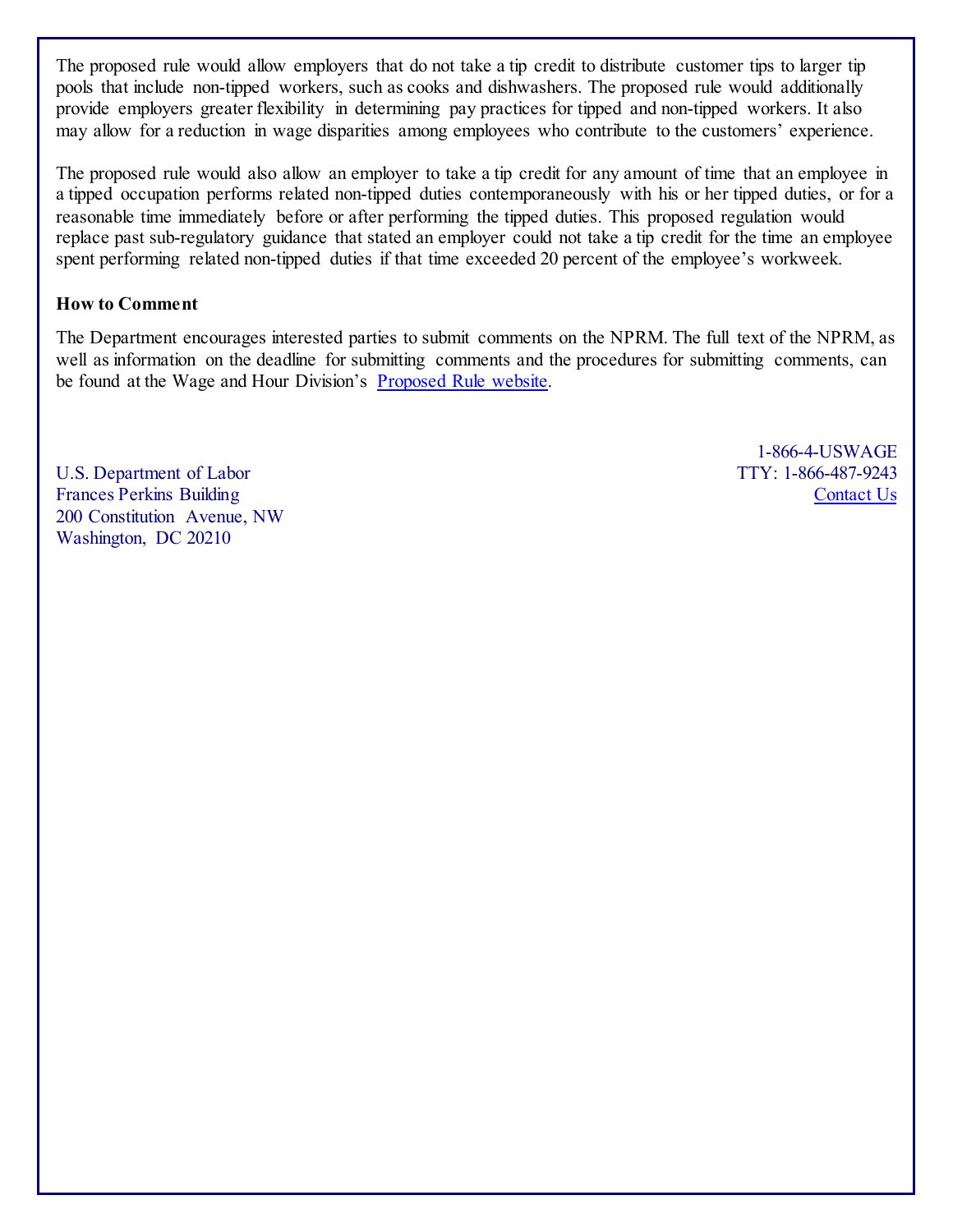The proposed rule would allow employers that do not take a tip credit to distribute customer tips to larger tip pools that include non-tipped workers, such as cooks and dishwashers. The proposed rule would additionally provide employers greater flexibility in determining pay practices for tipped and non-tipped workers. It also may allow for a reduction in wage disparities among employees who contribute to the customers' experience.

The proposed rule would also allow an employer to take a tip credit for any amount of time that an employee in a tipped occupation performs related non-tipped duties contemporaneously with his or her tipped duties, or for a reasonable time immediately before or after performing the tipped duties. This proposed regulation would replace past sub-regulatory guidance that stated an employer could not take a tip credit for the time an employee spent performing related non-tipped duties if that time exceeded 20 percent of the employee's workweek.

**How to Comment**

The Department encourages interested parties to submit comments on the NPRM. The full text of the NPRM, as well as information on the deadline for submitting comments and the procedures for submitting comments, can be found at the Wage and Hour Division's Proposed Rule website.

U.S. Department of Labor
Frances Perkins Building
200 Constitution Avenue, NW
Washington, DC 20210

1-866-4-USWAGE
TTY: 1-866-487-9243
Contact Us